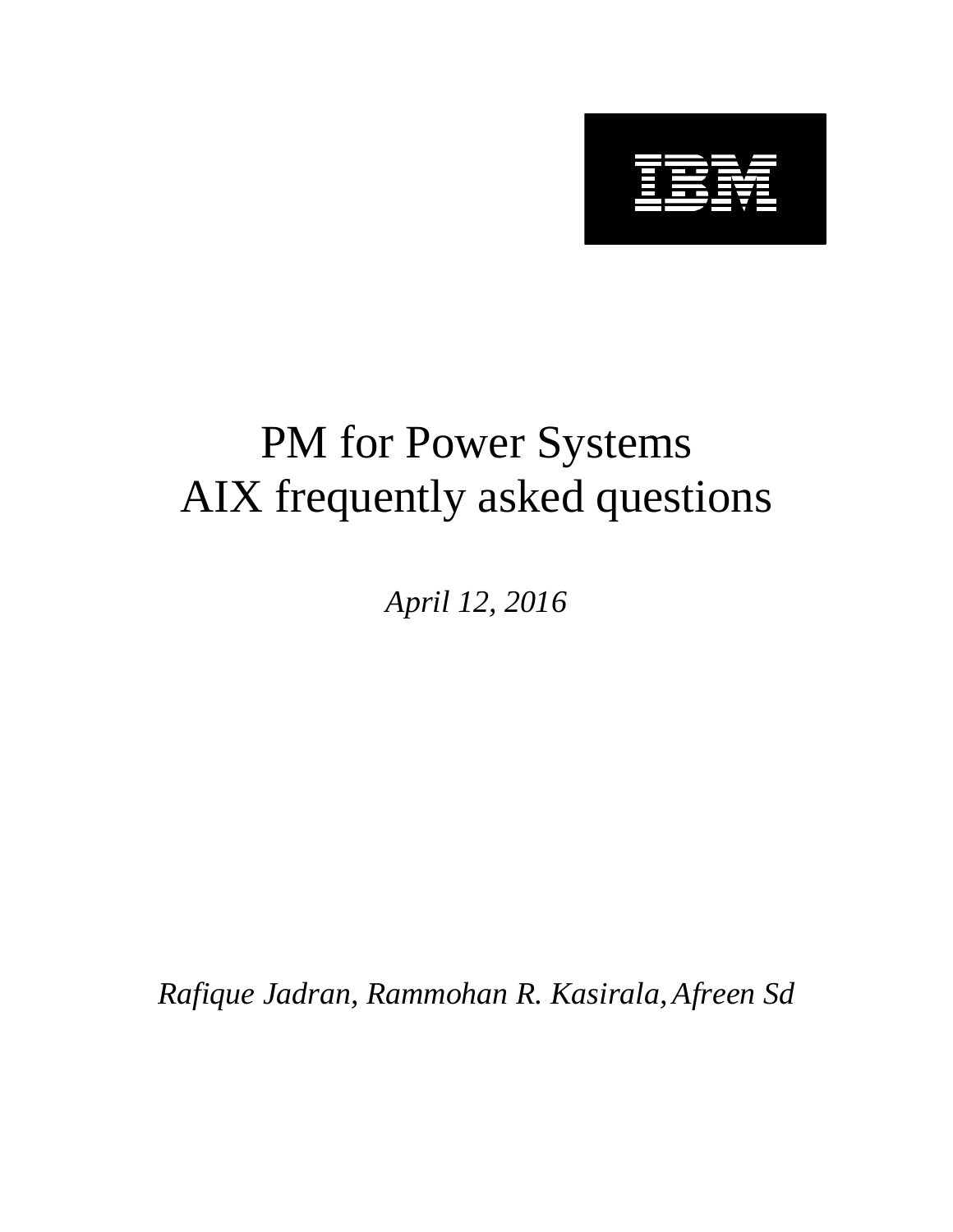# PM for Power Systems
# AIX frequently asked questions

*April 12, 2016*

*Rafique Jadran, Rammohan R. Kasirala, Afreen Sd*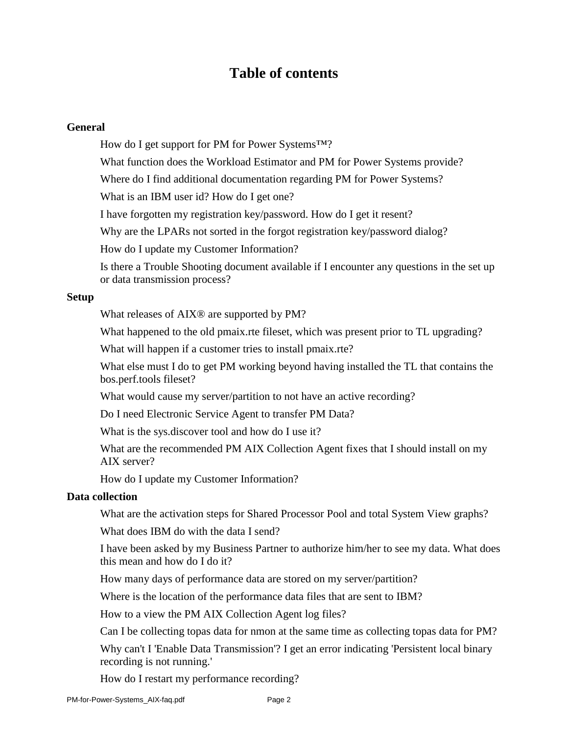# Table of contents

**General**

- How do I get support for PM for Power Systems™?
- What function does the Workload Estimator and PM for Power Systems provide?
- Where do I find additional documentation regarding PM for Power Systems?
- What is an IBM user id? How do I get one?
- I have forgotten my registration key/password. How do I get it resent?
- Why are the LPARs not sorted in the forgot registration key/password dialog?
- How do I update my Customer Information?
- Is there a Trouble Shooting document available if I encounter any questions in the set up or data transmission process?

**Setup**

- What releases of AIX® are supported by PM?
- What happened to the old pmaix.rte fileset, which was present prior to TL upgrading?
- What will happen if a customer tries to install pmaix.rte?
- What else must I do to get PM working beyond having installed the TL that contains the bos.perf.tools fileset?
- What would cause my server/partition to not have an active recording?
- Do I need Electronic Service Agent to transfer PM Data?
- What is the sys.discover tool and how do I use it?
- What are the recommended PM AIX Collection Agent fixes that I should install on my AIX server?
- How do I update my Customer Information?

**Data collection**

- What are the activation steps for Shared Processor Pool and total System View graphs?
- What does IBM do with the data I send?
- I have been asked by my Business Partner to authorize him/her to see my data. What does this mean and how do I do it?
- How many days of performance data are stored on my server/partition?
- Where is the location of the performance data files that are sent to IBM?
- How to a view the PM AIX Collection Agent log files?
- Can I be collecting topas data for nmon at the same time as collecting topas data for PM?
- Why can't I 'Enable Data Transmission'? I get an error indicating 'Persistent local binary recording is not running.'
- How do I restart my performance recording?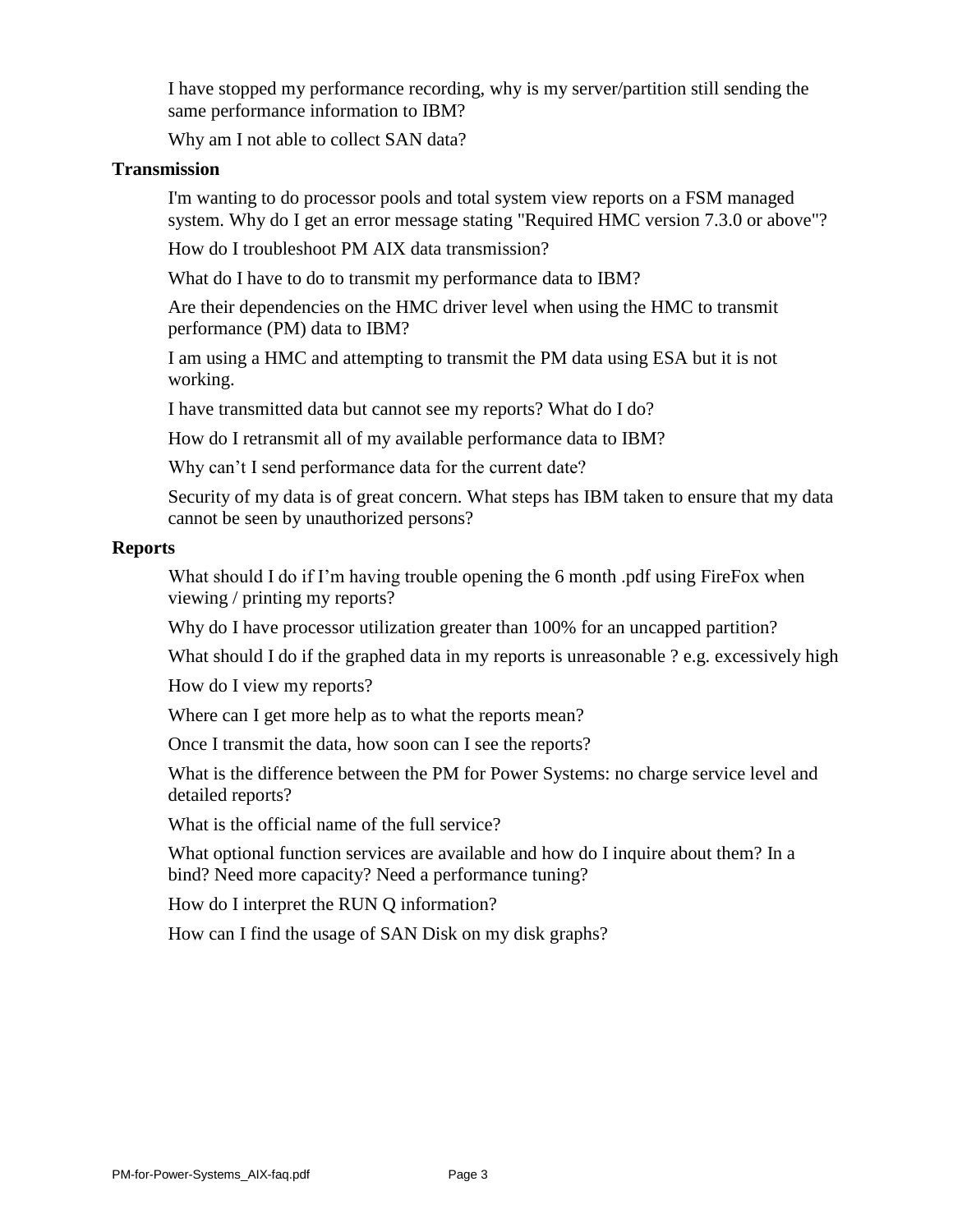I have stopped my performance recording, why is my server/partition still sending the same performance information to IBM?

Why am I not able to collect SAN data?

### Transmission

I'm wanting to do processor pools and total system view reports on a FSM managed system. Why do I get an error message stating "Required HMC version 7.3.0 or above"?

How do I troubleshoot PM AIX data transmission?

What do I have to do to transmit my performance data to IBM?

Are their dependencies on the HMC driver level when using the HMC to transmit performance (PM) data to IBM?

I am using a HMC and attempting to transmit the PM data using ESA but it is not working.

I have transmitted data but cannot see my reports? What do I do?

How do I retransmit all of my available performance data to IBM?

Why can't I send performance data for the current date?

Security of my data is of great concern. What steps has IBM taken to ensure that my data cannot be seen by unauthorized persons?

### Reports

What should I do if I'm having trouble opening the 6 month .pdf using FireFox when viewing / printing my reports?

Why do I have processor utilization greater than 100% for an uncapped partition?

What should I do if the graphed data in my reports is unreasonable ? e.g. excessively high

How do I view my reports?

Where can I get more help as to what the reports mean?

Once I transmit the data, how soon can I see the reports?

What is the difference between the PM for Power Systems: no charge service level and detailed reports?

What is the official name of the full service?

What optional function services are available and how do I inquire about them? In a bind? Need more capacity? Need a performance tuning?

How do I interpret the RUN Q information?

How can I find the usage of SAN Disk on my disk graphs?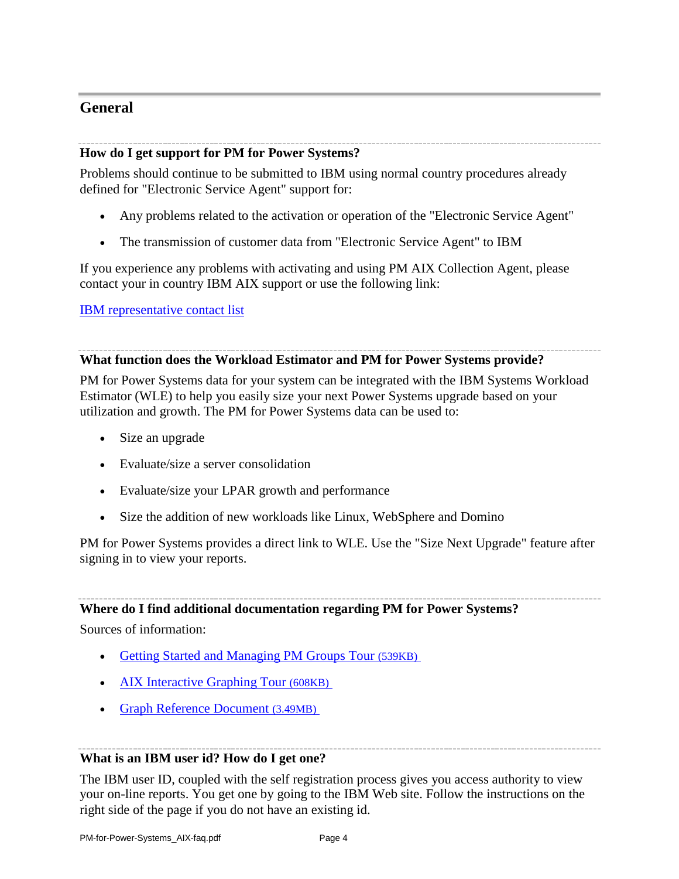## General

### How do I get support for PM for Power Systems?

Problems should continue to be submitted to IBM using normal country procedures already defined for "Electronic Service Agent" support for:

- Any problems related to the activation or operation of the "Electronic Service Agent"
- The transmission of customer data from "Electronic Service Agent" to IBM

If you experience any problems with activating and using PM AIX Collection Agent, please contact your in country IBM AIX support or use the following link:

IBM representative contact list

### What function does the Workload Estimator and PM for Power Systems provide?

PM for Power Systems data for your system can be integrated with the IBM Systems Workload Estimator (WLE) to help you easily size your next Power Systems upgrade based on your utilization and growth. The PM for Power Systems data can be used to:

- Size an upgrade
- Evaluate/size a server consolidation
- Evaluate/size your LPAR growth and performance
- Size the addition of new workloads like Linux, WebSphere and Domino

PM for Power Systems provides a direct link to WLE. Use the "Size Next Upgrade" feature after signing in to view your reports.

### Where do I find additional documentation regarding PM for Power Systems?

Sources of information:

- Getting Started and Managing PM Groups Tour (539KB)
- AIX Interactive Graphing Tour (608KB)
- Graph Reference Document (3.49MB)

### What is an IBM user id? How do I get one?

The IBM user ID, coupled with the self registration process gives you access authority to view your on-line reports. You get one by going to the IBM Web site. Follow the instructions on the right side of the page if you do not have an existing id.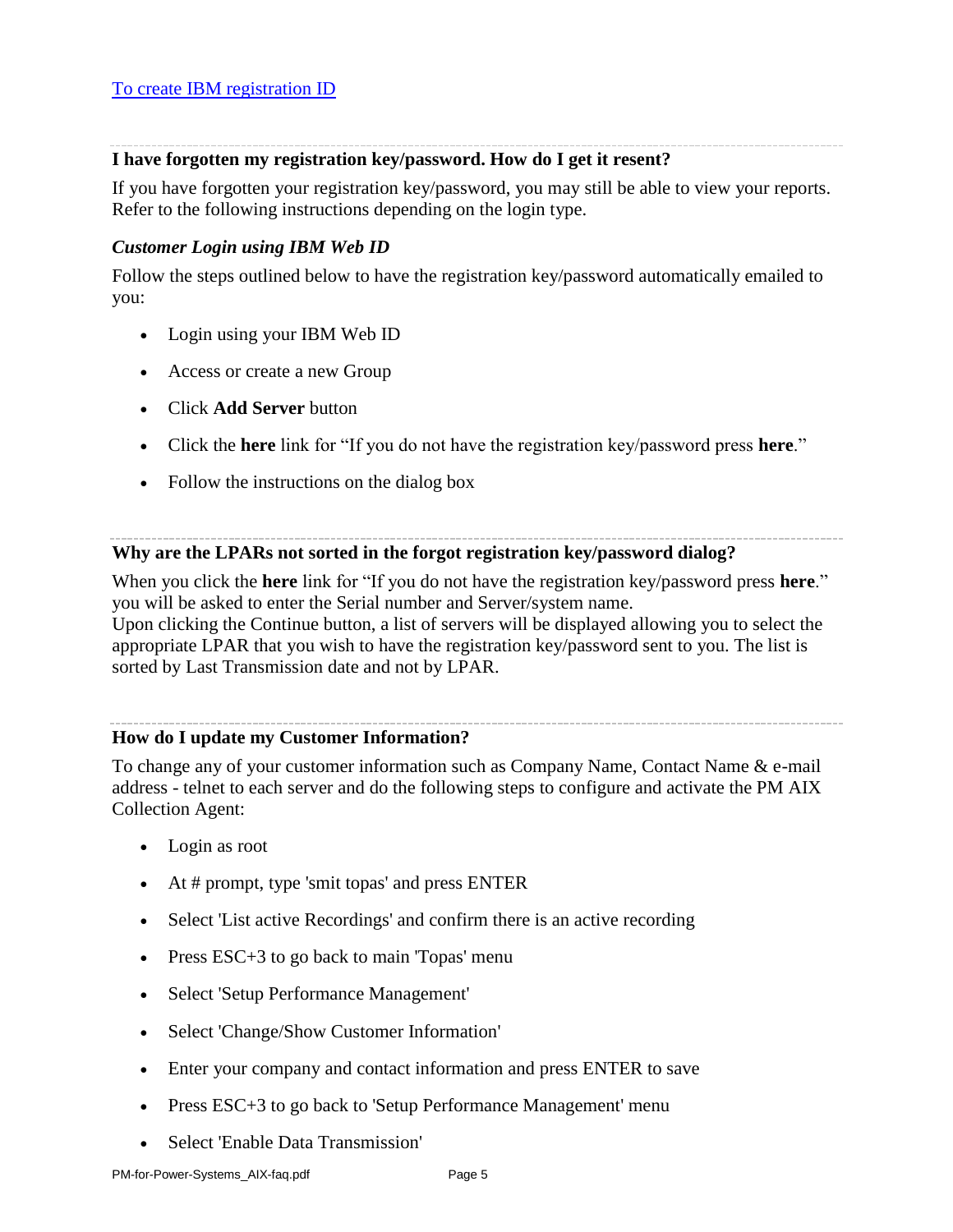[To create IBM registration ID]

---

### I have forgotten my registration key/password. How do I get it resent?

If you have forgotten your registration key/password, you may still be able to view your reports. Refer to the following instructions depending on the login type.

#### *Customer Login using IBM Web ID*

Follow the steps outlined below to have the registration key/password automatically emailed to you:

- Login using your IBM Web ID
- Access or create a new Group
- Click **Add Server** button
- Click the **here** link for "If you do not have the registration key/password press **here**."
- Follow the instructions on the dialog box

---

### Why are the LPARs not sorted in the forgot registration key/password dialog?

When you click the **here** link for "If you do not have the registration key/password press **here**." you will be asked to enter the Serial number and Server/system name.
Upon clicking the Continue button, a list of servers will be displayed allowing you to select the appropriate LPAR that you wish to have the registration key/password sent to you. The list is sorted by Last Transmission date and not by LPAR.

---

### How do I update my Customer Information?

To change any of your customer information such as Company Name, Contact Name & e-mail address - telnet to each server and do the following steps to configure and activate the PM AIX Collection Agent:

- Login as root
- At # prompt, type 'smit topas' and press ENTER
- Select 'List active Recordings' and confirm there is an active recording
- Press ESC+3 to go back to main 'Topas' menu
- Select 'Setup Performance Management'
- Select 'Change/Show Customer Information'
- Enter your company and contact information and press ENTER to save
- Press ESC+3 to go back to 'Setup Performance Management' menu
- Select 'Enable Data Transmission'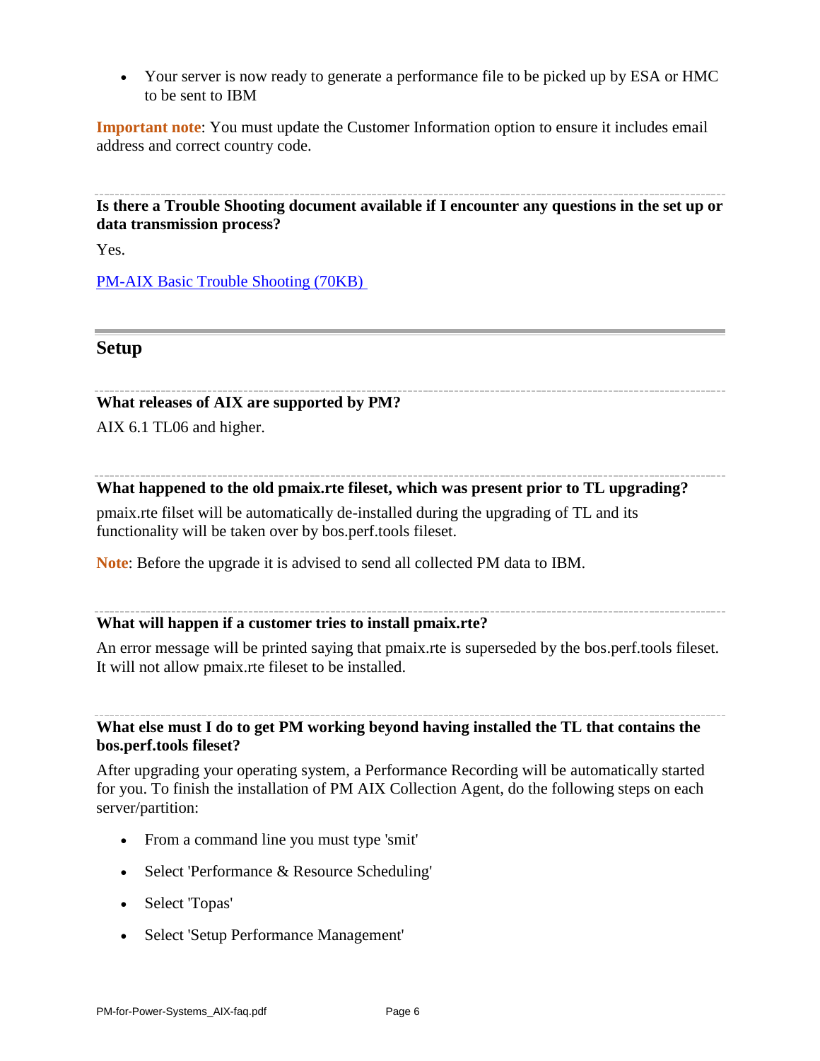- Your server is now ready to generate a performance file to be picked up by ESA or HMC to be sent to IBM

**Important note**: You must update the Customer Information option to ensure it includes email address and correct country code.

---

**Is there a Trouble Shooting document available if I encounter any questions in the set up or data transmission process?**

Yes.

[PM-AIX Basic Trouble Shooting (70KB)]

---

## Setup

---

**What releases of AIX are supported by PM?**

AIX 6.1 TL06 and higher.

---

**What happened to the old pmaix.rte fileset, which was present prior to TL upgrading?**

pmaix.rte filset will be automatically de-installed during the upgrading of TL and its functionality will be taken over by bos.perf.tools fileset.

**Note**: Before the upgrade it is advised to send all collected PM data to IBM.

---

**What will happen if a customer tries to install pmaix.rte?**

An error message will be printed saying that pmaix.rte is superseded by the bos.perf.tools fileset. It will not allow pmaix.rte fileset to be installed.

---

**What else must I do to get PM working beyond having installed the TL that contains the bos.perf.tools fileset?**

After upgrading your operating system, a Performance Recording will be automatically started for you. To finish the installation of PM AIX Collection Agent, do the following steps on each server/partition:

- From a command line you must type 'smit'
- Select 'Performance & Resource Scheduling'
- Select 'Topas'
- Select 'Setup Performance Management'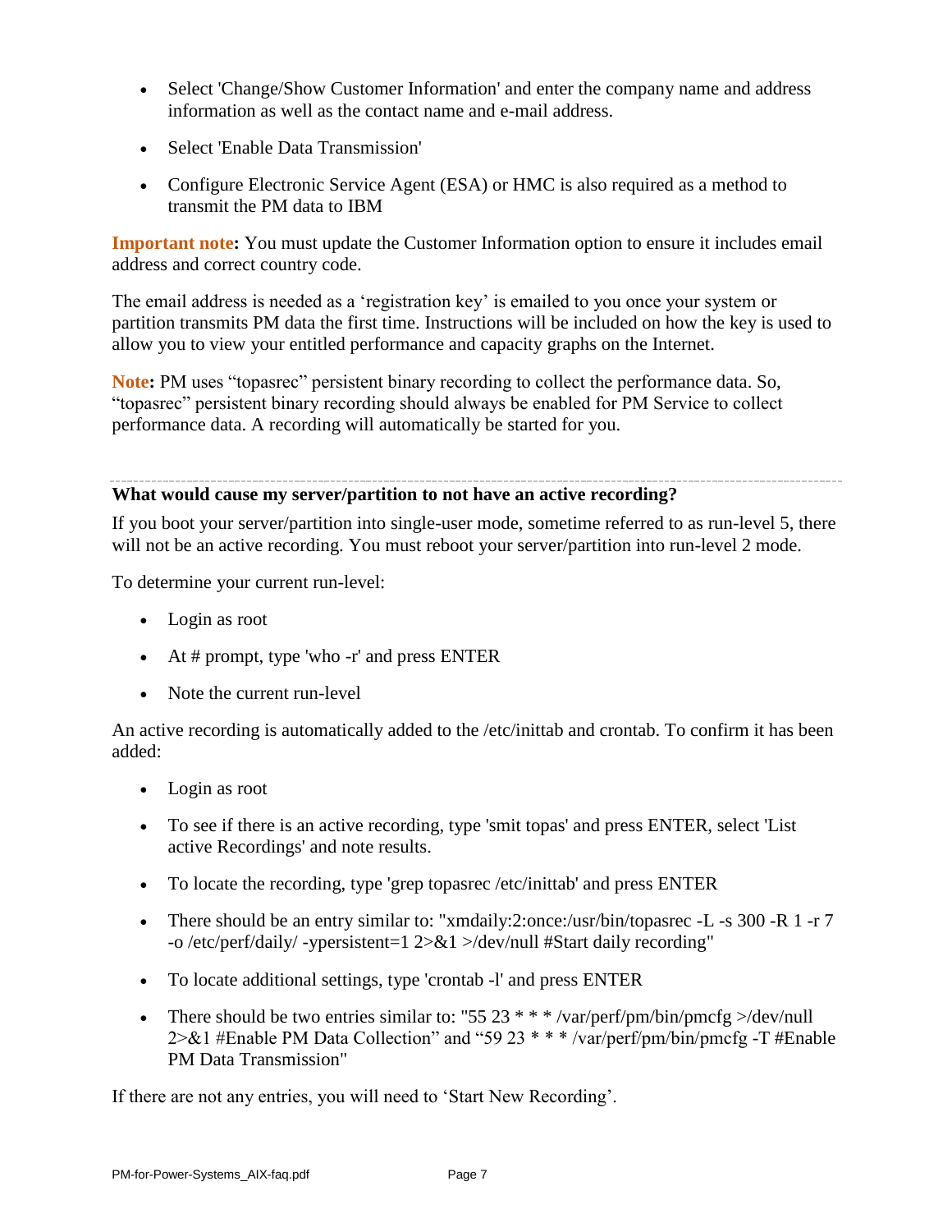- Select 'Change/Show Customer Information' and enter the company name and address information as well as the contact name and e-mail address.
- Select 'Enable Data Transmission'
- Configure Electronic Service Agent (ESA) or HMC is also required as a method to transmit the PM data to IBM

**Important note:** You must update the Customer Information option to ensure it includes email address and correct country code.

The email address is needed as a 'registration key' is emailed to you once your system or partition transmits PM data the first time. Instructions will be included on how the key is used to allow you to view your entitled performance and capacity graphs on the Internet.

**Note:** PM uses "topasrec" persistent binary recording to collect the performance data. So, "topasrec" persistent binary recording should always be enabled for PM Service to collect performance data. A recording will automatically be started for you.

---

**What would cause my server/partition to not have an active recording?**

If you boot your server/partition into single-user mode, sometime referred to as run-level 5, there will not be an active recording. You must reboot your server/partition into run-level 2 mode.

To determine your current run-level:

- Login as root
- At # prompt, type 'who -r' and press ENTER
- Note the current run-level

An active recording is automatically added to the /etc/inittab and crontab. To confirm it has been added:

- Login as root
- To see if there is an active recording, type 'smit topas' and press ENTER, select 'List active Recordings' and note results.
- To locate the recording, type 'grep topasrec /etc/inittab' and press ENTER
- There should be an entry similar to: "xmdaily:2:once:/usr/bin/topasrec -L -s 300 -R 1 -r 7 -o /etc/perf/daily/ -ypersistent=1 2>&1 >/dev/null #Start daily recording"
- To locate additional settings, type 'crontab -l' and press ENTER
- There should be two entries similar to: "55 23 * * * /var/perf/pm/bin/pmcfg >/dev/null 2>&1 #Enable PM Data Collection" and "59 23 * * * /var/perf/pm/bin/pmcfg -T #Enable PM Data Transmission"

If there are not any entries, you will need to 'Start New Recording'.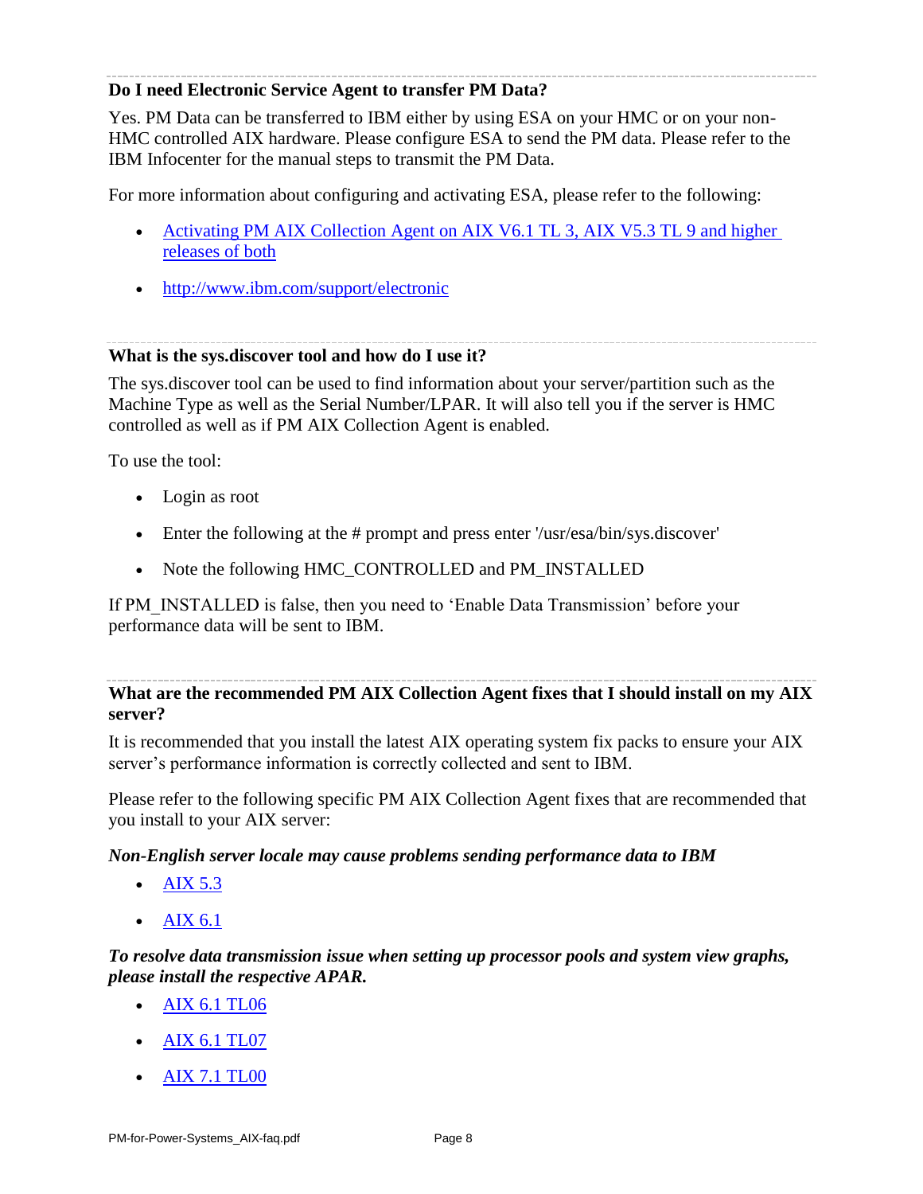### Do I need Electronic Service Agent to transfer PM Data?

Yes. PM Data can be transferred to IBM either by using ESA on your HMC or on your non-HMC controlled AIX hardware. Please configure ESA to send the PM data. Please refer to the IBM Infocenter for the manual steps to transmit the PM Data.

For more information about configuring and activating ESA, please refer to the following:

- Activating PM AIX Collection Agent on AIX V6.1 TL 3, AIX V5.3 TL 9 and higher releases of both
- http://www.ibm.com/support/electronic

### What is the sys.discover tool and how do I use it?

The sys.discover tool can be used to find information about your server/partition such as the Machine Type as well as the Serial Number/LPAR. It will also tell you if the server is HMC controlled as well as if PM AIX Collection Agent is enabled.

To use the tool:

- Login as root
- Enter the following at the # prompt and press enter '/usr/esa/bin/sys.discover'
- Note the following HMC_CONTROLLED and PM_INSTALLED

If PM_INSTALLED is false, then you need to 'Enable Data Transmission' before your performance data will be sent to IBM.

### What are the recommended PM AIX Collection Agent fixes that I should install on my AIX server?

It is recommended that you install the latest AIX operating system fix packs to ensure your AIX server's performance information is correctly collected and sent to IBM.

Please refer to the following specific PM AIX Collection Agent fixes that are recommended that you install to your AIX server:

***Non-English server locale may cause problems sending performance data to IBM***

- AIX 5.3
- AIX 6.1

***To resolve data transmission issue when setting up processor pools and system view graphs, please install the respective APAR.***

- AIX 6.1 TL06
- AIX 6.1 TL07
- AIX 7.1 TL00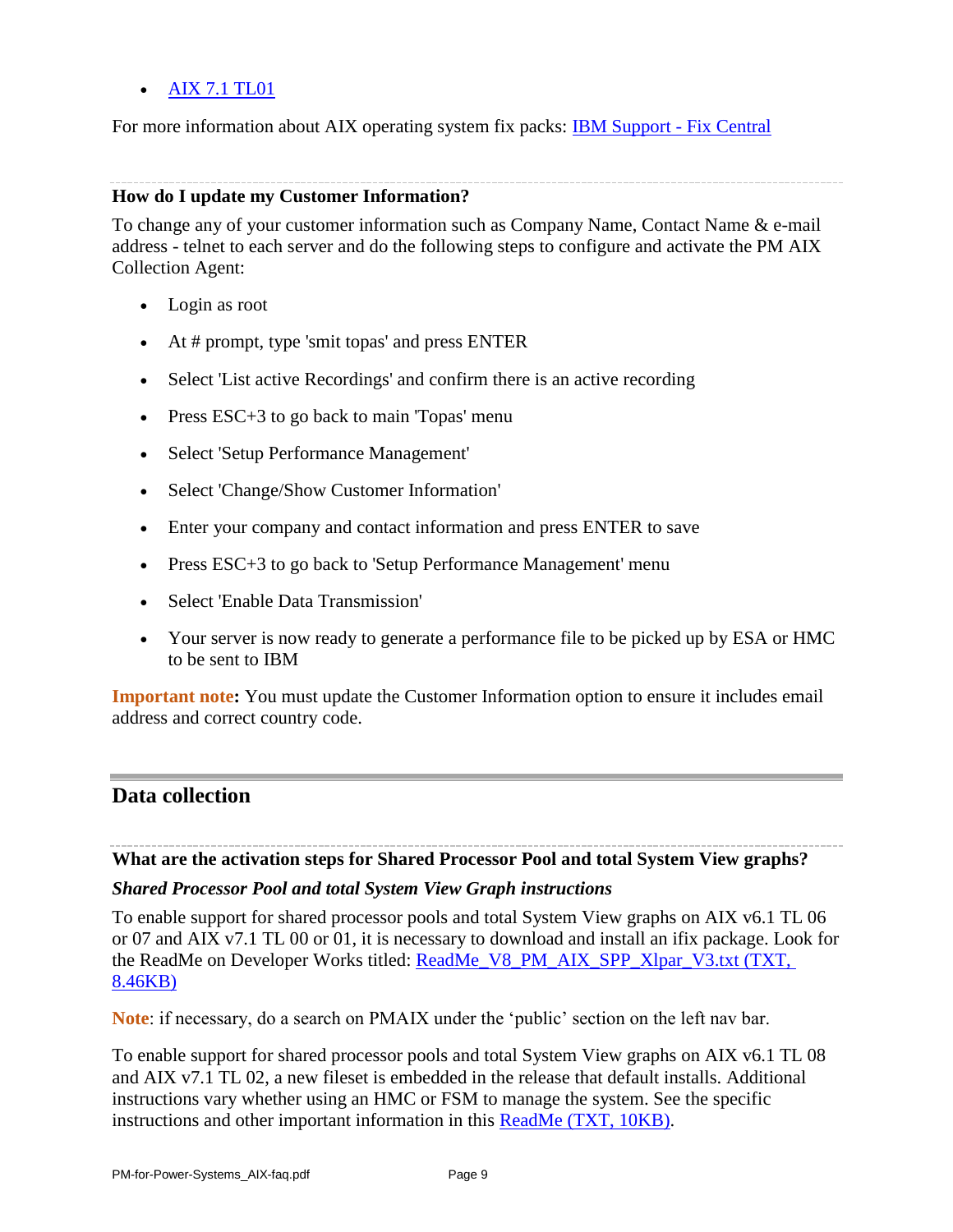- [AIX 7.1 TL01]()

For more information about AIX operating system fix packs: [IBM Support - Fix Central]()

---

**How do I update my Customer Information?**

To change any of your customer information such as Company Name, Contact Name & e-mail address - telnet to each server and do the following steps to configure and activate the PM AIX Collection Agent:

- Login as root
- At # prompt, type 'smit topas' and press ENTER
- Select 'List active Recordings' and confirm there is an active recording
- Press ESC+3 to go back to main 'Topas' menu
- Select 'Setup Performance Management'
- Select 'Change/Show Customer Information'
- Enter your company and contact information and press ENTER to save
- Press ESC+3 to go back to 'Setup Performance Management' menu
- Select 'Enable Data Transmission'
- Your server is now ready to generate a performance file to be picked up by ESA or HMC to be sent to IBM

**Important note:** You must update the Customer Information option to ensure it includes email address and correct country code.

## Data collection

---

**What are the activation steps for Shared Processor Pool and total System View graphs?**

***Shared Processor Pool and total System View Graph instructions***

To enable support for shared processor pools and total System View graphs on AIX v6.1 TL 06 or 07 and AIX v7.1 TL 00 or 01, it is necessary to download and install an ifix package. Look for the ReadMe on Developer Works titled: [ReadMe_V8_PM_AIX_SPP_Xlpar_V3.txt (TXT, 8.46KB)]()

**Note**: if necessary, do a search on PMAIX under the 'public' section on the left nav bar.

To enable support for shared processor pools and total System View graphs on AIX v6.1 TL 08 and AIX v7.1 TL 02, a new fileset is embedded in the release that default installs. Additional instructions vary whether using an HMC or FSM to manage the system. See the specific instructions and other important information in this [ReadMe (TXT, 10KB)]().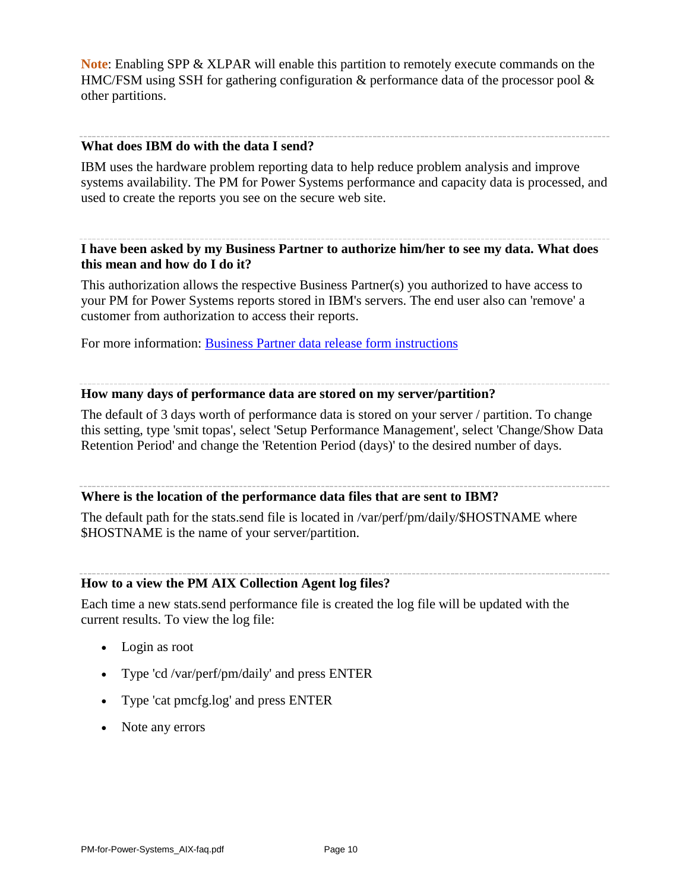**Note**: Enabling SPP & XLPAR will enable this partition to remotely execute commands on the HMC/FSM using SSH for gathering configuration & performance data of the processor pool & other partitions.

---

### What does IBM do with the data I send?

IBM uses the hardware problem reporting data to help reduce problem analysis and improve systems availability. The PM for Power Systems performance and capacity data is processed, and used to create the reports you see on the secure web site.

---

### I have been asked by my Business Partner to authorize him/her to see my data. What does this mean and how do I do it?

This authorization allows the respective Business Partner(s) you authorized to have access to your PM for Power Systems reports stored in IBM's servers. The end user also can 'remove' a customer from authorization to access their reports.

For more information: Business Partner data release form instructions

---

### How many days of performance data are stored on my server/partition?

The default of 3 days worth of performance data is stored on your server / partition. To change this setting, type 'smit topas', select 'Setup Performance Management', select 'Change/Show Data Retention Period' and change the 'Retention Period (days)' to the desired number of days.

---

### Where is the location of the performance data files that are sent to IBM?

The default path for the stats.send file is located in /var/perf/pm/daily/$HOSTNAME where $HOSTNAME is the name of your server/partition.

---

### How to a view the PM AIX Collection Agent log files?

Each time a new stats.send performance file is created the log file will be updated with the current results. To view the log file:

- Login as root
- Type 'cd /var/perf/pm/daily' and press ENTER
- Type 'cat pmcfg.log' and press ENTER
- Note any errors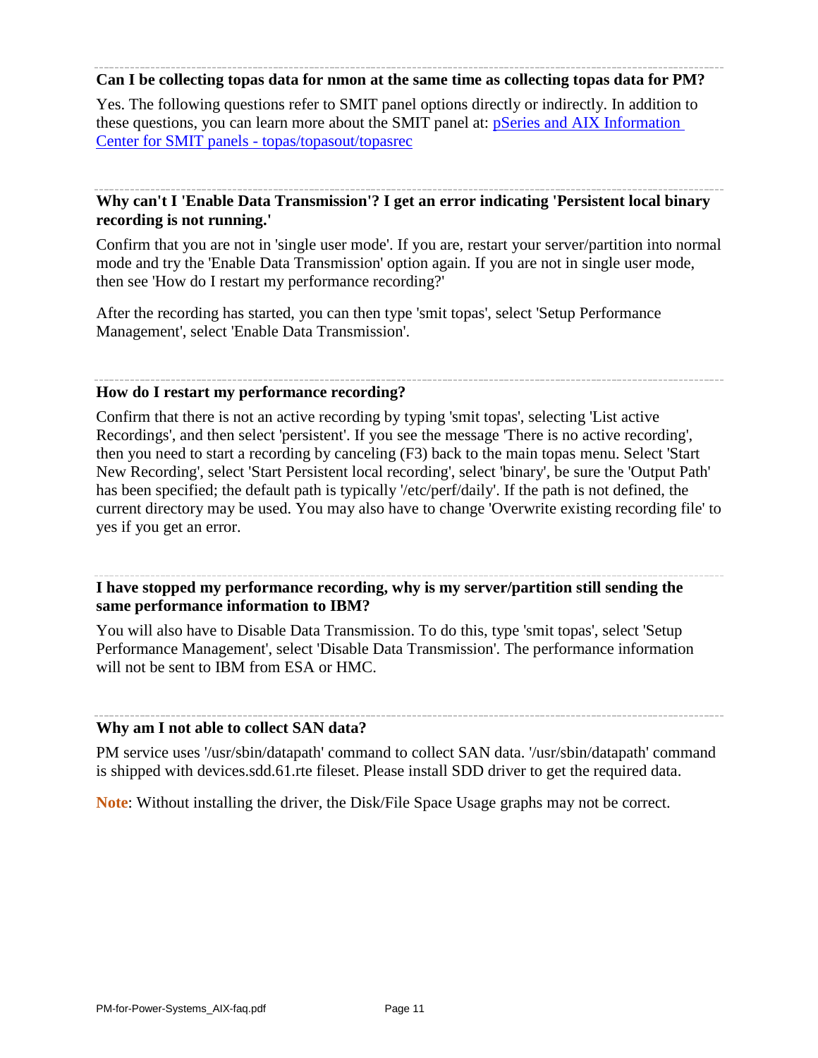---

### Can I be collecting topas data for nmon at the same time as collecting topas data for PM?

Yes. The following questions refer to SMIT panel options directly or indirectly. In addition to these questions, you can learn more about the SMIT panel at: [pSeries and AIX Information Center for SMIT panels - topas/topasout/topasrec]()

---

### Why can't I 'Enable Data Transmission'? I get an error indicating 'Persistent local binary recording is not running.'

Confirm that you are not in 'single user mode'. If you are, restart your server/partition into normal mode and try the 'Enable Data Transmission' option again. If you are not in single user mode, then see 'How do I restart my performance recording?'

After the recording has started, you can then type 'smit topas', select 'Setup Performance Management', select 'Enable Data Transmission'.

---

### How do I restart my performance recording?

Confirm that there is not an active recording by typing 'smit topas', selecting 'List active Recordings', and then select 'persistent'. If you see the message 'There is no active recording', then you need to start a recording by canceling (F3) back to the main topas menu. Select 'Start New Recording', select 'Start Persistent local recording', select 'binary', be sure the 'Output Path' has been specified; the default path is typically '/etc/perf/daily'. If the path is not defined, the current directory may be used. You may also have to change 'Overwrite existing recording file' to yes if you get an error.

---

### I have stopped my performance recording, why is my server/partition still sending the same performance information to IBM?

You will also have to Disable Data Transmission. To do this, type 'smit topas', select 'Setup Performance Management', select 'Disable Data Transmission'. The performance information will not be sent to IBM from ESA or HMC.

---

### Why am I not able to collect SAN data?

PM service uses '/usr/sbin/datapath' command to collect SAN data. '/usr/sbin/datapath' command is shipped with devices.sdd.61.rte fileset. Please install SDD driver to get the required data.

**Note**: Without installing the driver, the Disk/File Space Usage graphs may not be correct.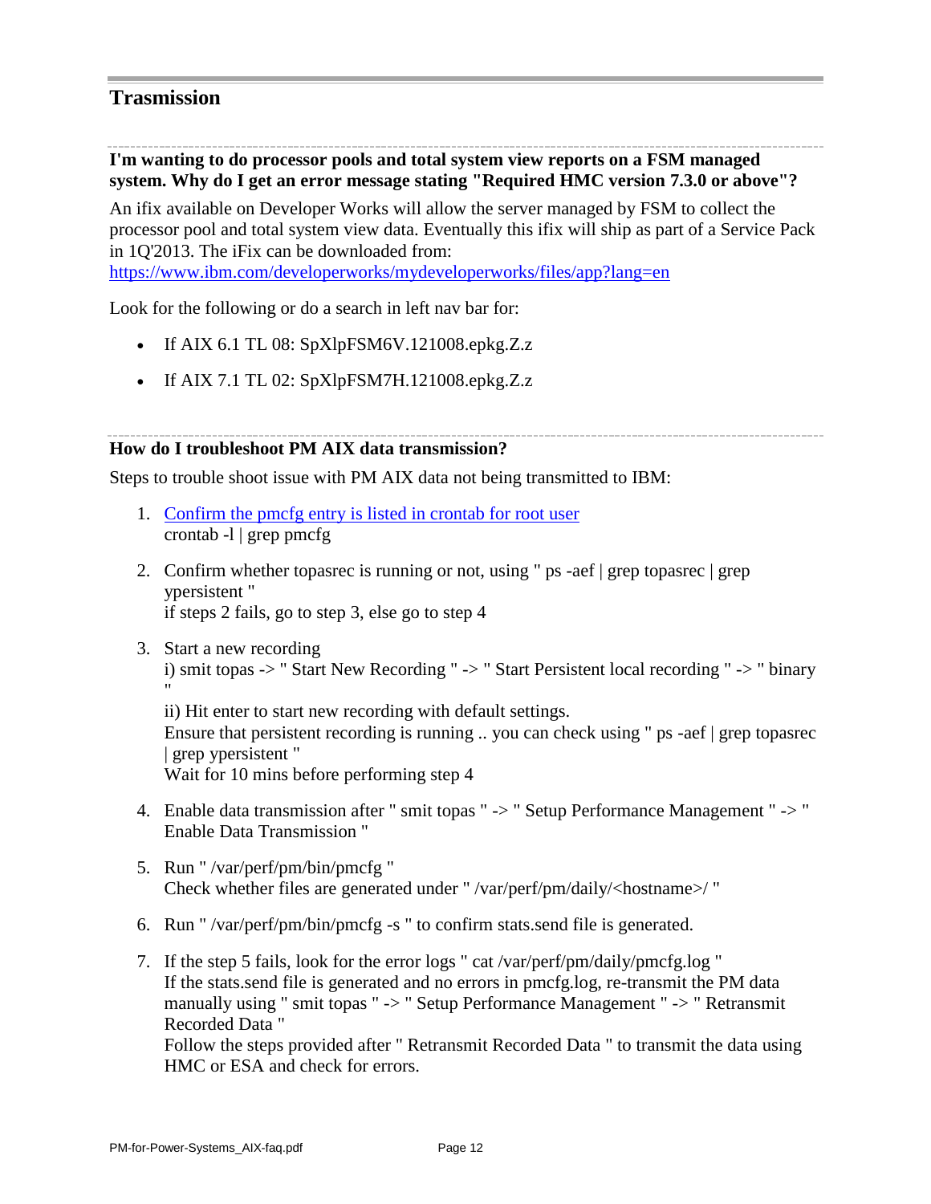## Trasmission

**I'm wanting to do processor pools and total system view reports on a FSM managed system. Why do I get an error message stating "Required HMC version 7.3.0 or above"?**

An ifix available on Developer Works will allow the server managed by FSM to collect the processor pool and total system view data. Eventually this ifix will ship as part of a Service Pack in 1Q'2013. The iFix can be downloaded from:
https://www.ibm.com/developerworks/mydeveloperworks/files/app?lang=en

Look for the following or do a search in left nav bar for:

- If AIX 6.1 TL 08: SpXlpFSM6V.121008.epkg.Z.z
- If AIX 7.1 TL 02: SpXlpFSM7H.121008.epkg.Z.z

**How do I troubleshoot PM AIX data transmission?**

Steps to trouble shoot issue with PM AIX data not being transmitted to IBM:

1. Confirm the pmcfg entry is listed in crontab for root user
   crontab -l | grep pmcfg
2. Confirm whether topasrec is running or not, using " ps -aef | grep topasrec | grep ypersistent "
   if steps 2 fails, go to step 3, else go to step 4
3. Start a new recording
   i) smit topas -> " Start New Recording " -> " Start Persistent local recording " -> " binary "
   ii) Hit enter to start new recording with default settings.
   Ensure that persistent recording is running .. you can check using " ps -aef | grep topasrec | grep ypersistent "
   Wait for 10 mins before performing step 4
4. Enable data transmission after " smit topas " -> " Setup Performance Management " -> " Enable Data Transmission "
5. Run " /var/perf/pm/bin/pmcfg "
   Check whether files are generated under " /var/perf/pm/daily/<hostname>/ "
6. Run " /var/perf/pm/bin/pmcfg -s " to confirm stats.send file is generated.
7. If the step 5 fails, look for the error logs " cat /var/perf/pm/daily/pmcfg.log "
   If the stats.send file is generated and no errors in pmcfg.log, re-transmit the PM data manually using " smit topas " -> " Setup Performance Management " -> " Retransmit Recorded Data "
   Follow the steps provided after " Retransmit Recorded Data " to transmit the data using HMC or ESA and check for errors.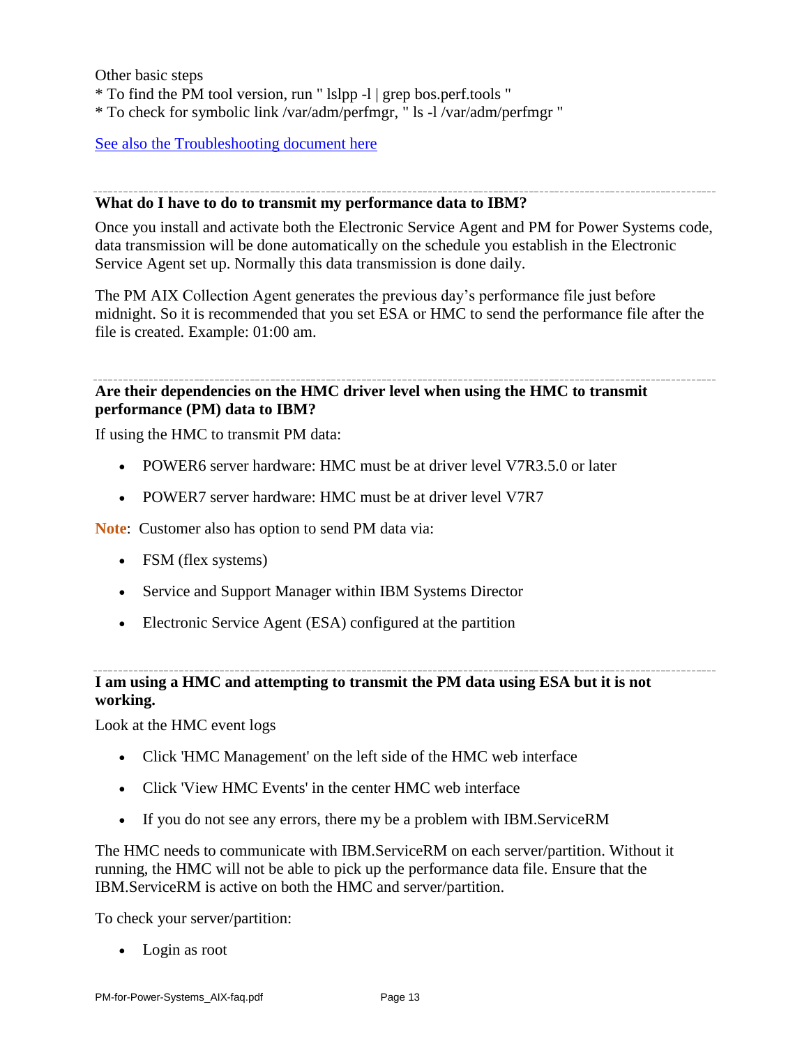Other basic steps
* To find the PM tool version, run " lslpp -l | grep bos.perf.tools "
* To check for symbolic link /var/adm/perfmgr, " ls -l /var/adm/perfmgr "

[See also the Troubleshooting document here]()

---

**What do I have to do to transmit my performance data to IBM?**

Once you install and activate both the Electronic Service Agent and PM for Power Systems code, data transmission will be done automatically on the schedule you establish in the Electronic Service Agent set up. Normally this data transmission is done daily.

The PM AIX Collection Agent generates the previous day's performance file just before midnight. So it is recommended that you set ESA or HMC to send the performance file after the file is created. Example: 01:00 am.

---

**Are their dependencies on the HMC driver level when using the HMC to transmit performance (PM) data to IBM?**

If using the HMC to transmit PM data:

- POWER6 server hardware: HMC must be at driver level V7R3.5.0 or later
- POWER7 server hardware: HMC must be at driver level V7R7

**Note**: Customer also has option to send PM data via:

- FSM (flex systems)
- Service and Support Manager within IBM Systems Director
- Electronic Service Agent (ESA) configured at the partition

---

**I am using a HMC and attempting to transmit the PM data using ESA but it is not working.**

Look at the HMC event logs

- Click 'HMC Management' on the left side of the HMC web interface
- Click 'View HMC Events' in the center HMC web interface
- If you do not see any errors, there my be a problem with IBM.ServiceRM

The HMC needs to communicate with IBM.ServiceRM on each server/partition. Without it running, the HMC will not be able to pick up the performance data file. Ensure that the IBM.ServiceRM is active on both the HMC and server/partition.

To check your server/partition:

- Login as root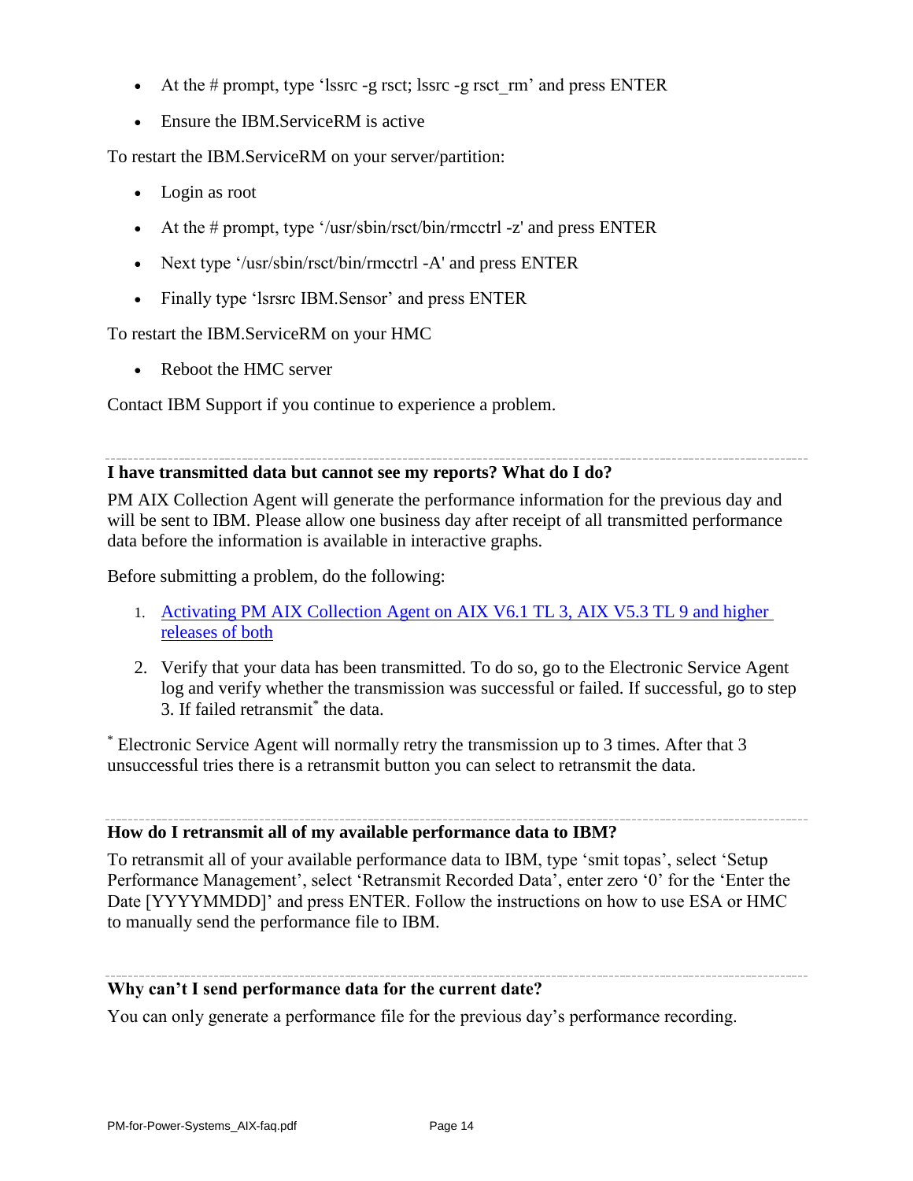- At the # prompt, type ‘lssrc -g rsct; lssrc -g rsct_rm’ and press ENTER
- Ensure the IBM.ServiceRM is active

To restart the IBM.ServiceRM on your server/partition:

- Login as root
- At the # prompt, type ‘/usr/sbin/rsct/bin/rmcctrl -z' and press ENTER
- Next type ‘/usr/sbin/rsct/bin/rmcctrl -A' and press ENTER
- Finally type ‘lsrsrc IBM.Sensor’ and press ENTER

To restart the IBM.ServiceRM on your HMC

- Reboot the HMC server

Contact IBM Support if you continue to experience a problem.

---

**I have transmitted data but cannot see my reports? What do I do?**

PM AIX Collection Agent will generate the performance information for the previous day and will be sent to IBM. Please allow one business day after receipt of all transmitted performance data before the information is available in interactive graphs.

Before submitting a problem, do the following:

1. Activating PM AIX Collection Agent on AIX V6.1 TL 3, AIX V5.3 TL 9 and higher releases of both
2. Verify that your data has been transmitted. To do so, go to the Electronic Service Agent log and verify whether the transmission was successful or failed. If successful, go to step 3. If failed retransmit* the data.

* Electronic Service Agent will normally retry the transmission up to 3 times. After that 3 unsuccessful tries there is a retransmit button you can select to retransmit the data.

---

**How do I retransmit all of my available performance data to IBM?**

To retransmit all of your available performance data to IBM, type ‘smit topas’, select ‘Setup Performance Management’, select ‘Retransmit Recorded Data’, enter zero ‘0’ for the ‘Enter the Date [YYYYMMDD]’ and press ENTER. Follow the instructions on how to use ESA or HMC to manually send the performance file to IBM.

---

**Why can’t I send performance data for the current date?**

You can only generate a performance file for the previous day’s performance recording.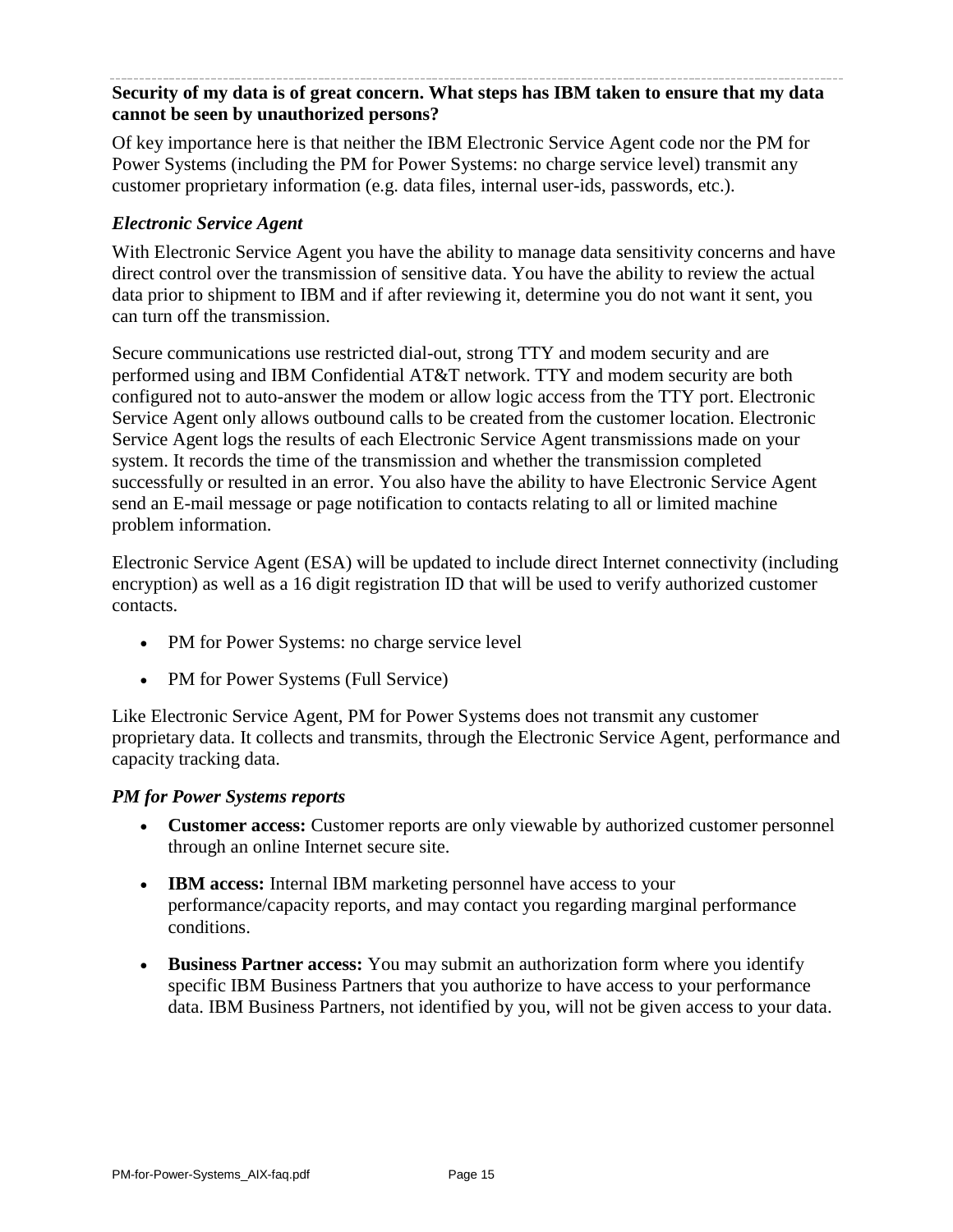**Security of my data is of great concern. What steps has IBM taken to ensure that my data cannot be seen by unauthorized persons?**

Of key importance here is that neither the IBM Electronic Service Agent code nor the PM for Power Systems (including the PM for Power Systems: no charge service level) transmit any customer proprietary information (e.g. data files, internal user-ids, passwords, etc.).

### *Electronic Service Agent*

With Electronic Service Agent you have the ability to manage data sensitivity concerns and have direct control over the transmission of sensitive data. You have the ability to review the actual data prior to shipment to IBM and if after reviewing it, determine you do not want it sent, you can turn off the transmission.

Secure communications use restricted dial-out, strong TTY and modem security and are performed using and IBM Confidential AT&T network. TTY and modem security are both configured not to auto-answer the modem or allow logic access from the TTY port. Electronic Service Agent only allows outbound calls to be created from the customer location. Electronic Service Agent logs the results of each Electronic Service Agent transmissions made on your system. It records the time of the transmission and whether the transmission completed successfully or resulted in an error. You also have the ability to have Electronic Service Agent send an E-mail message or page notification to contacts relating to all or limited machine problem information.

Electronic Service Agent (ESA) will be updated to include direct Internet connectivity (including encryption) as well as a 16 digit registration ID that will be used to verify authorized customer contacts.

- PM for Power Systems: no charge service level
- PM for Power Systems (Full Service)

Like Electronic Service Agent, PM for Power Systems does not transmit any customer proprietary data. It collects and transmits, through the Electronic Service Agent, performance and capacity tracking data.

### *PM for Power Systems reports*

- **Customer access:** Customer reports are only viewable by authorized customer personnel through an online Internet secure site.
- **IBM access:** Internal IBM marketing personnel have access to your performance/capacity reports, and may contact you regarding marginal performance conditions.
- **Business Partner access:** You may submit an authorization form where you identify specific IBM Business Partners that you authorize to have access to your performance data. IBM Business Partners, not identified by you, will not be given access to your data.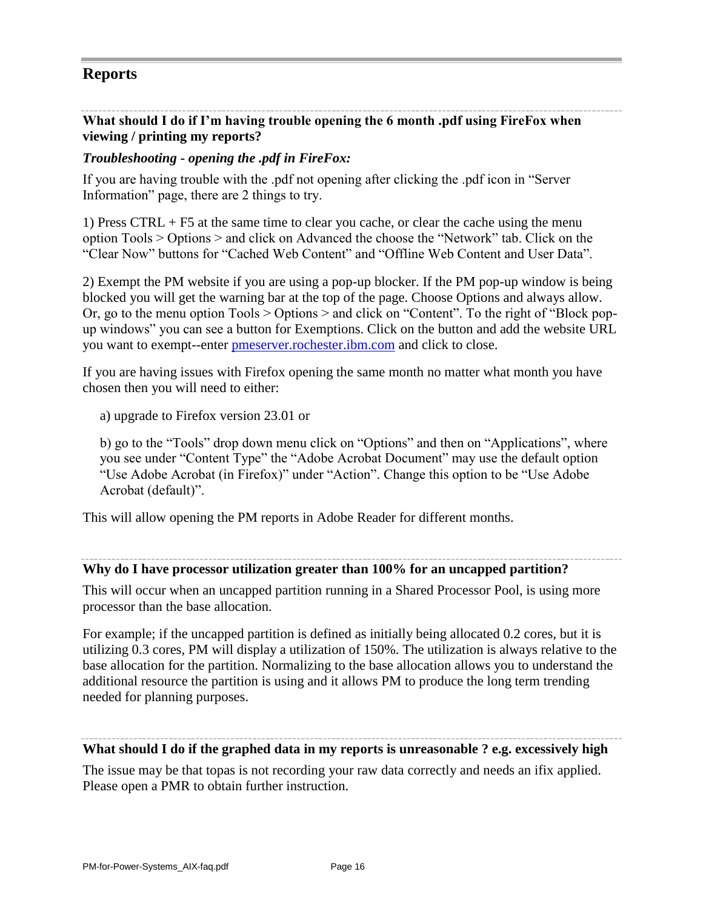## Reports

**What should I do if I'm having trouble opening the 6 month .pdf using FireFox when viewing / printing my reports?**

***Troubleshooting - opening the .pdf in FireFox:***

If you are having trouble with the .pdf not opening after clicking the .pdf icon in "Server Information" page, there are 2 things to try.

1) Press CTRL + F5 at the same time to clear you cache, or clear the cache using the menu option Tools > Options > and click on Advanced the choose the "Network" tab. Click on the "Clear Now" buttons for "Cached Web Content" and "Offline Web Content and User Data".

2) Exempt the PM website if you are using a pop-up blocker. If the PM pop-up window is being blocked you will get the warning bar at the top of the page. Choose Options and always allow. Or, go to the menu option Tools > Options > and click on "Content". To the right of "Block pop-up windows" you can see a button for Exemptions. Click on the button and add the website URL you want to exempt--enter pmeserver.rochester.ibm.com and click to close.

If you are having issues with Firefox opening the same month no matter what month you have chosen then you will need to either:

a) upgrade to Firefox version 23.01 or

b) go to the "Tools" drop down menu click on "Options" and then on "Applications", where you see under "Content Type" the "Adobe Acrobat Document" may use the default option "Use Adobe Acrobat (in Firefox)" under "Action". Change this option to be "Use Adobe Acrobat (default)".

This will allow opening the PM reports in Adobe Reader for different months.

**Why do I have processor utilization greater than 100% for an uncapped partition?**

This will occur when an uncapped partition running in a Shared Processor Pool, is using more processor than the base allocation.

For example; if the uncapped partition is defined as initially being allocated 0.2 cores, but it is utilizing 0.3 cores, PM will display a utilization of 150%. The utilization is always relative to the base allocation for the partition. Normalizing to the base allocation allows you to understand the additional resource the partition is using and it allows PM to produce the long term trending needed for planning purposes.

**What should I do if the graphed data in my reports is unreasonable ? e.g. excessively high**

The issue may be that topas is not recording your raw data correctly and needs an ifix applied. Please open a PMR to obtain further instruction.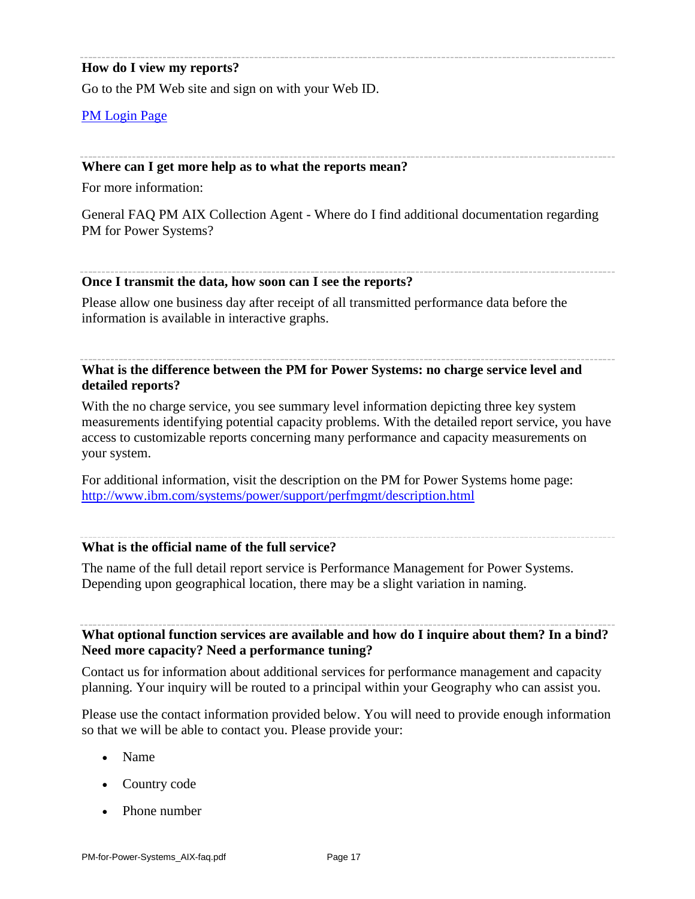---

### How do I view my reports?

Go to the PM Web site and sign on with your Web ID.

[PM Login Page]

---

### Where can I get more help as to what the reports mean?

For more information:

General FAQ PM AIX Collection Agent - Where do I find additional documentation regarding PM for Power Systems?

---

### Once I transmit the data, how soon can I see the reports?

Please allow one business day after receipt of all transmitted performance data before the information is available in interactive graphs.

---

### What is the difference between the PM for Power Systems: no charge service level and detailed reports?

With the no charge service, you see summary level information depicting three key system measurements identifying potential capacity problems. With the detailed report service, you have access to customizable reports concerning many performance and capacity measurements on your system.

For additional information, visit the description on the PM for Power Systems home page: http://www.ibm.com/systems/power/support/perfmgmt/description.html

---

### What is the official name of the full service?

The name of the full detail report service is Performance Management for Power Systems. Depending upon geographical location, there may be a slight variation in naming.

---

### What optional function services are available and how do I inquire about them? In a bind? Need more capacity? Need a performance tuning?

Contact us for information about additional services for performance management and capacity planning. Your inquiry will be routed to a principal within your Geography who can assist you.

Please use the contact information provided below. You will need to provide enough information so that we will be able to contact you. Please provide your:

- Name
- Country code
- Phone number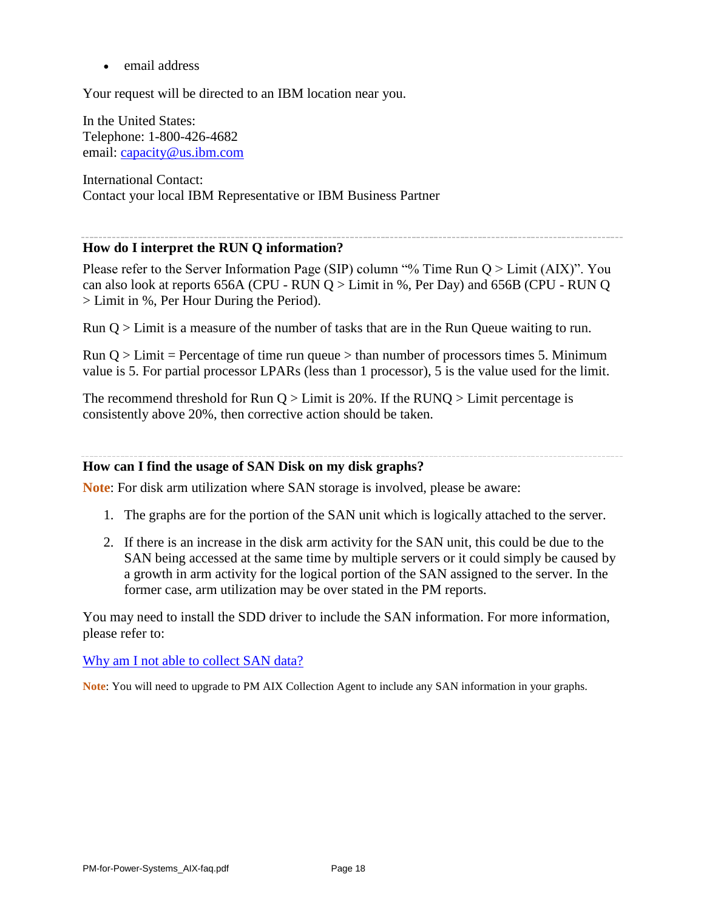- email address

Your request will be directed to an IBM location near you.

In the United States:
Telephone: 1-800-426-4682
email: capacity@us.ibm.com

International Contact:
Contact your local IBM Representative or IBM Business Partner

---

### How do I interpret the RUN Q information?

Please refer to the Server Information Page (SIP) column "% Time Run Q > Limit (AIX)". You can also look at reports 656A (CPU - RUN Q > Limit in %, Per Day) and 656B (CPU - RUN Q > Limit in %, Per Hour During the Period).

Run Q > Limit is a measure of the number of tasks that are in the Run Queue waiting to run.

Run Q > Limit = Percentage of time run queue > than number of processors times 5. Minimum value is 5. For partial processor LPARs (less than 1 processor), 5 is the value used for the limit.

The recommend threshold for Run Q > Limit is 20%. If the RUNQ > Limit percentage is consistently above 20%, then corrective action should be taken.

---

### How can I find the usage of SAN Disk on my disk graphs?

**Note**: For disk arm utilization where SAN storage is involved, please be aware:

1. The graphs are for the portion of the SAN unit which is logically attached to the server.
2. If there is an increase in the disk arm activity for the SAN unit, this could be due to the SAN being accessed at the same time by multiple servers or it could simply be caused by a growth in arm activity for the logical portion of the SAN assigned to the server. In the former case, arm utilization may be over stated in the PM reports.

You may need to install the SDD driver to include the SAN information. For more information, please refer to:

Why am I not able to collect SAN data?

**Note**: You will need to upgrade to PM AIX Collection Agent to include any SAN information in your graphs.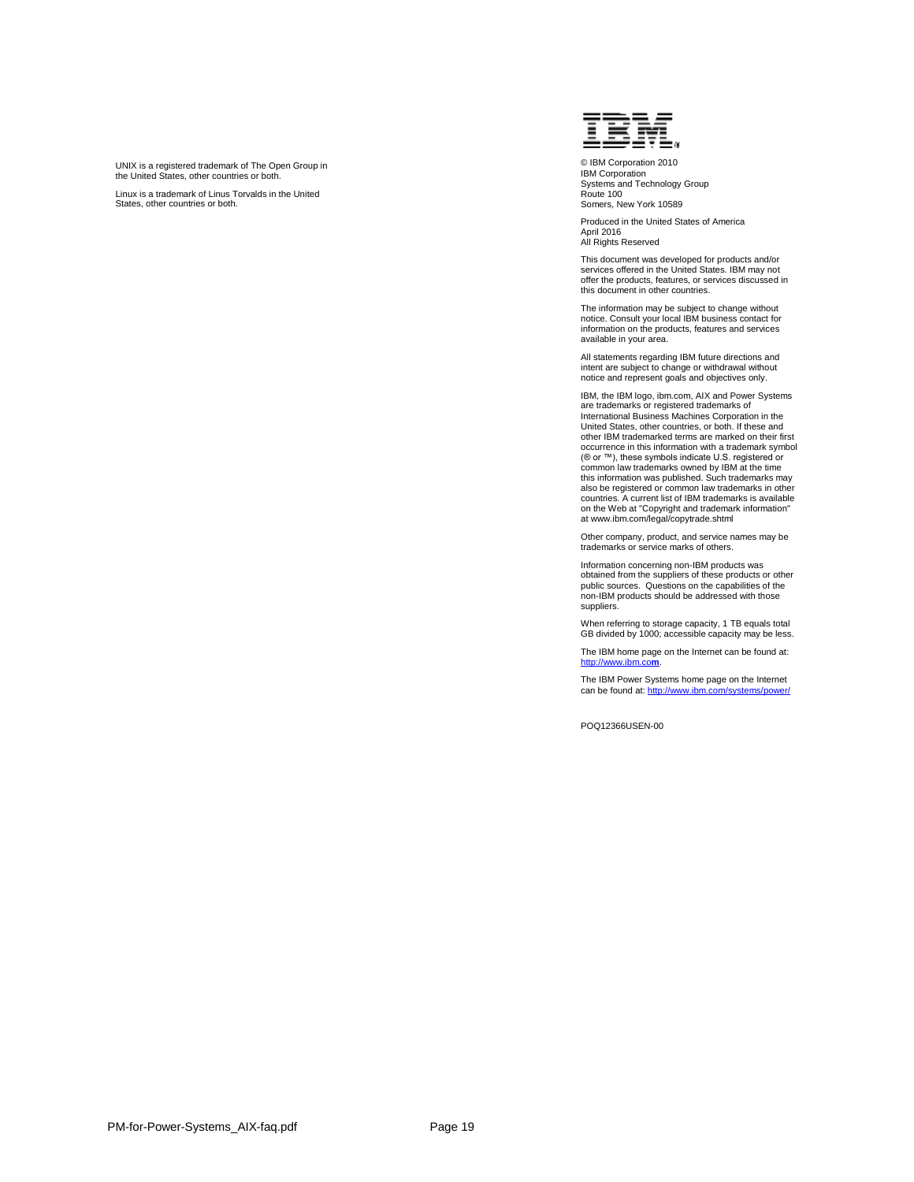UNIX is a registered trademark of The Open Group in the United States, other countries or both.

Linux is a trademark of Linus Torvalds in the United States, other countries or both.

© IBM Corporation 2010
IBM Corporation
Systems and Technology Group
Route 100
Somers, New York 10589

Produced in the United States of America
April 2016
All Rights Reserved

This document was developed for products and/or services offered in the United States. IBM may not offer the products, features, or services discussed in this document in other countries.

The information may be subject to change without notice. Consult your local IBM business contact for information on the products, features and services available in your area.

All statements regarding IBM future directions and intent are subject to change or withdrawal without notice and represent goals and objectives only.

IBM, the IBM logo, ibm.com, AIX and Power Systems are trademarks or registered trademarks of International Business Machines Corporation in the United States, other countries, or both. If these and other IBM trademarked terms are marked on their first occurrence in this information with a trademark symbol (® or ™), these symbols indicate U.S. registered or common law trademarks owned by IBM at the time this information was published. Such trademarks may also be registered or common law trademarks in other countries. A current list of IBM trademarks is available on the Web at "Copyright and trademark information" at www.ibm.com/legal/copytrade.shtml

Other company, product, and service names may be trademarks or service marks of others.

Information concerning non-IBM products was obtained from the suppliers of these products or other public sources. Questions on the capabilities of the non-IBM products should be addressed with those suppliers.

When referring to storage capacity, 1 TB equals total GB divided by 1000; accessible capacity may be less.

The IBM home page on the Internet can be found at: http://www.ibm.com.

The IBM Power Systems home page on the Internet can be found at: http://www.ibm.com/systems/power/

POQ12366USEN-00